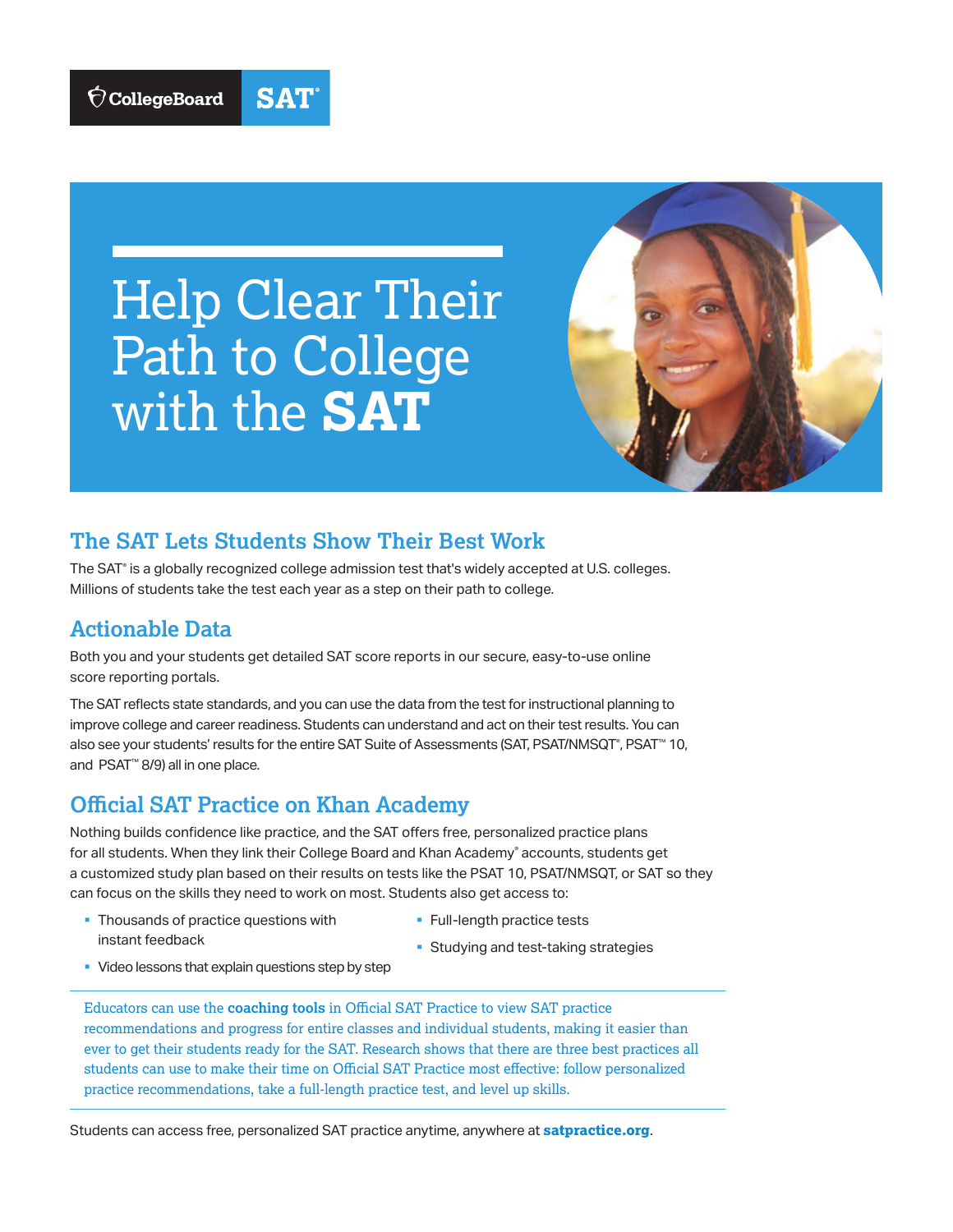CollegeBoard SAT®

# Help Clear Their Path to College with the **SAT**

## The SAT Lets Students Show Their Best Work

The SAT® is a globally recognized college admission test that's widely accepted at U.S. colleges. Millions of students take the test each year as a step on their path to college.

## Actionable Data

Both you and your students get detailed SAT score reports in our secure, easy-to-use online score reporting portals.

The SAT reflects state standards, and you can use the data from the test for instructional planning to improve college and career readiness. Students can understand and act on their test results. You can also see your students' results for the entire SAT Suite of Assessments (SAT, PSAT/NMSQT®, PSAT™ 10, and PSAT™ 8/9) all in one place.

## Official SAT Practice on Khan Academy

Nothing builds confidence like practice, and the SAT offers free, personalized practice plans for all students. When they link their College Board and Khan Academy® accounts, students get a customized study plan based on their results on tests like the PSAT 10, PSAT/NMSQT, or SAT so they can focus on the skills they need to work on most. Students also get access to:

- Thousands of practice questions with instant feedback
- Video lessons that explain questions step by step
- Full-length practice tests
- Studying and test-taking strategies

Educators can use the **coaching tools** in Official SAT Practice to view SAT practice recommendations and progress for entire classes and individual students, making it easier than ever to get their students ready for the SAT. Research shows that there are three best practices all students can use to make their time on Official SAT Practice most effective: follow personalized practice recommendations, take a full-length practice test, and level up skills.

Students can access free, personalized SAT practice anytime, anywhere at **satpractice.org**.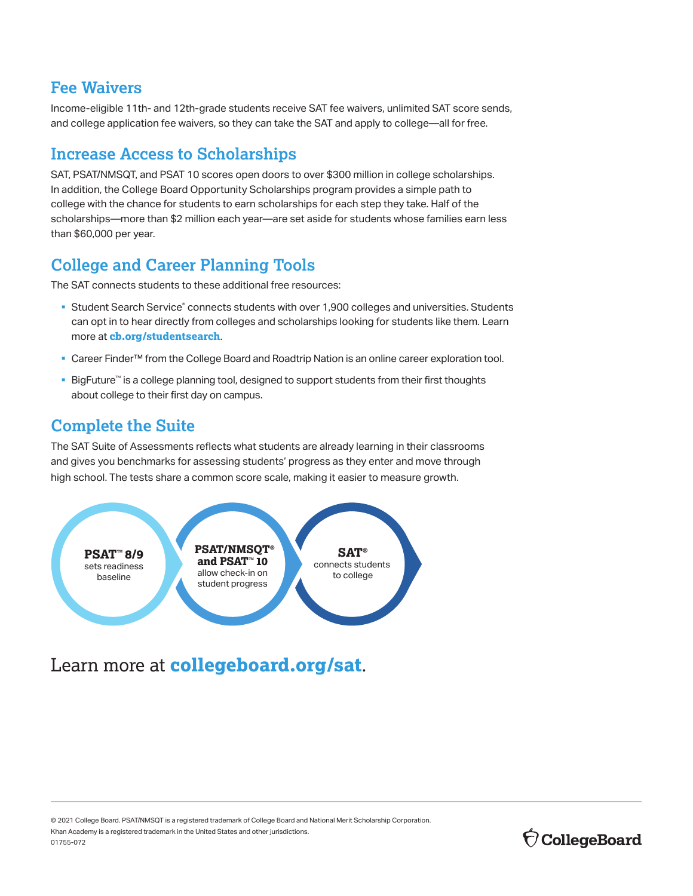## Fee Waivers

Income-eligible 11th- and 12th-grade students receive SAT fee waivers, unlimited SAT score sends, and college application fee waivers, so they can take the SAT and apply to college—all for free.

## Increase Access to Scholarships

SAT, PSAT/NMSQT, and PSAT 10 scores open doors to over $300 million in college scholarships. In addition, the College Board Opportunity Scholarships program provides a simple path to college with the chance for students to earn scholarships for each step they take. Half of the scholarships—more than $2 million each year—are set aside for students whose families earn less than $60,000 per year.

## College and Career Planning Tools

The SAT connects students to these additional free resources:

- Student Search Service® connects students with over 1,900 colleges and universities. Students can opt in to hear directly from colleges and scholarships looking for students like them. Learn more at **cb.org/studentsearch**.
- Career Finder™ from the College Board and Roadtrip Nation is an online career exploration tool.
- BigFuture™ is a college planning tool, designed to support students from their first thoughts about college to their first day on campus.

## Complete the Suite

The SAT Suite of Assessments reflects what students are already learning in their classrooms and gives you benchmarks for assessing students' progress as they enter and move through high school. The tests share a common score scale, making it easier to measure growth.

**PSAT™ 8/9**
sets readiness baseline

**PSAT/NMSQT® and PSAT™ 10**
allow check-in on student progress

**SAT®**
connects students to college

Learn more at **collegeboard.org/sat**.

© 2021 College Board. PSAT/NMSQT is a registered trademark of College Board and National Merit Scholarship Corporation.
Khan Academy is a registered trademark in the United States and other jurisdictions.
01755-072

CollegeBoard